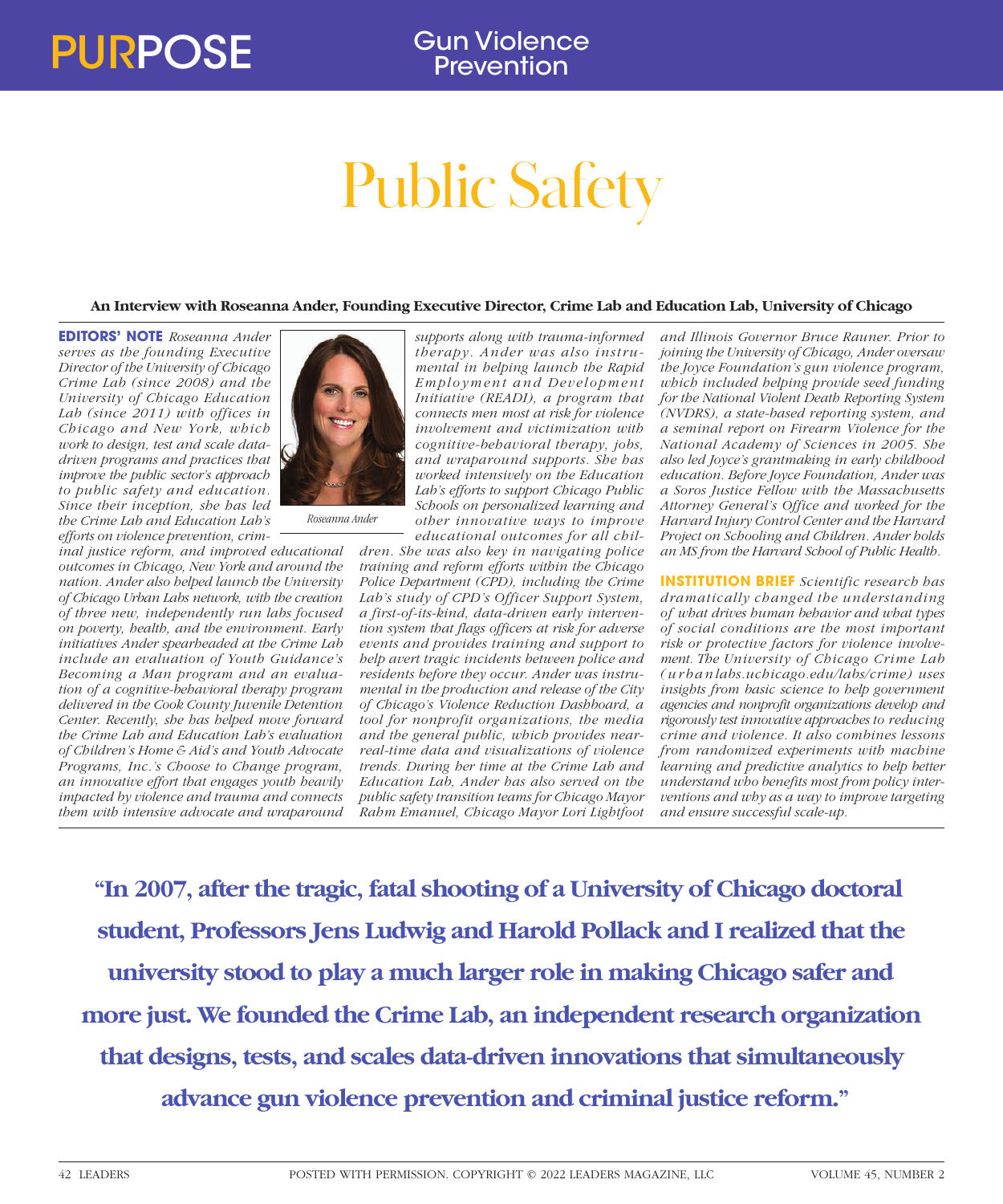# Public Safety

**An Interview with Roseanna Ander, Founding Executive Director, Crime Lab and Education Lab, University of Chicago**

**EDITORS' NOTE** *Roseanna Ander serves as the founding Executive Director of the University of Chicago Crime Lab (since 2008) and the University of Chicago Education Lab (since 2011) with offices in Chicago and New York, which work to design, test and scale data-driven programs and practices that improve the public sector's approach to public safety and education. Since their inception, she has led the Crime Lab and Education Lab's efforts on violence prevention, criminal justice reform, and improved educational outcomes in Chicago, New York and around the nation. Ander also helped launch the University of Chicago Urban Labs network, with the creation of three new, independently run labs focused on poverty, health, and the environment. Early initiatives Ander spearheaded at the Crime Lab include an evaluation of Youth Guidance's Becoming a Man program and an evaluation of a cognitive-behavioral therapy program delivered in the Cook County Juvenile Detention Center. Recently, she has helped move forward the Crime Lab and Education Lab's evaluation of Children's Home & Aid's and Youth Advocate Programs, Inc.'s Choose to Change program, an innovative effort that engages youth heavily impacted by violence and trauma and connects them with intensive advocate and wraparound supports along with trauma-informed therapy. Ander was also instrumental in helping launch the Rapid Employment and Development Initiative (READI), a program that connects men most at risk for violence involvement and victimization with cognitive-behavioral therapy, jobs, and wraparound supports. She has worked intensively on the Education Lab's efforts to support Chicago Public Schools on personalized learning and other innovative ways to improve educational outcomes for all children. She was also key in navigating police training and reform efforts within the Chicago Police Department (CPD), including the Crime Lab's study of CPD's Officer Support System, a first-of-its-kind, data-driven early intervention system that flags officers at risk for adverse events and provides training and support to help avert tragic incidents between police and residents before they occur. Ander was instrumental in the production and release of the City of Chicago's Violence Reduction Dashboard, a tool for nonprofit organizations, the media and the general public, which provides near-real-time data and visualizations of violence trends. During her time at the Crime Lab and Education Lab, Ander has also served on the public safety transition teams for Chicago Mayor Rahm Emanuel, Chicago Mayor Lori Lightfoot and Illinois Governor Bruce Rauner. Prior to joining the University of Chicago, Ander oversaw the Joyce Foundation's gun violence program, which included helping provide seed funding for the National Violent Death Reporting System (NVDRS), a state-based reporting system, and a seminal report on Firearm Violence for the National Academy of Sciences in 2005. She also led Joyce's grantmaking in early childhood education. Before Joyce Foundation, Ander was a Soros Justice Fellow with the Massachusetts Attorney General's Office and worked for the Harvard Injury Control Center and the Harvard Project on Schooling and Children. Ander holds an MS from the Harvard School of Public Health.*

Roseanna Ander

**INSTITUTION BRIEF** *Scientific research has dramatically changed the understanding of what drives human behavior and what types of social conditions are the most important risk or protective factors for violence involvement. The University of Chicago Crime Lab (urbanlabs.uchicago.edu/labs/crime) uses insights from basic science to help government agencies and nonprofit organizations develop and rigorously test innovative approaches to reducing crime and violence. It also combines lessons from randomized experiments with machine learning and predictive analytics to help better understand who benefits most from policy interventions and why as a way to improve targeting and ensure successful scale-up.*

**"In 2007, after the tragic, fatal shooting of a University of Chicago doctoral student, Professors Jens Ludwig and Harold Pollack and I realized that the university stood to play a much larger role in making Chicago safer and more just. We founded the Crime Lab, an independent research organization that designs, tests, and scales data-driven innovations that simultaneously advance gun violence prevention and criminal justice reform."**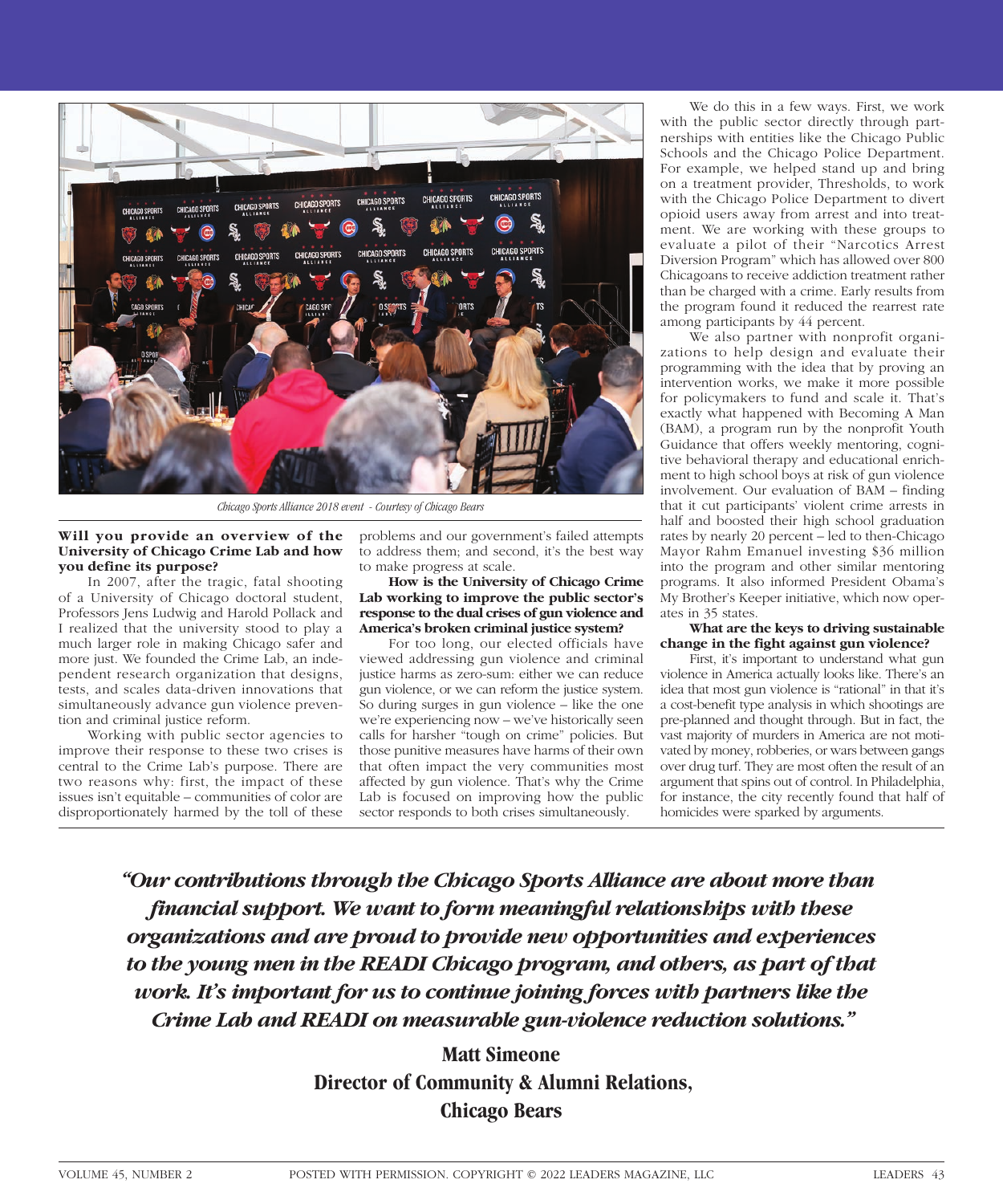Chicago Sports Alliance 2018 event - Courtesy of Chicago Bears

**Will you provide an overview of the University of Chicago Crime Lab and how you define its purpose?**

In 2007, after the tragic, fatal shooting of a University of Chicago doctoral student, Professors Jens Ludwig and Harold Pollack and I realized that the university stood to play a much larger role in making Chicago safer and more just. We founded the Crime Lab, an independent research organization that designs, tests, and scales data-driven innovations that simultaneously advance gun violence prevention and criminal justice reform.

Working with public sector agencies to improve their response to these two crises is central to the Crime Lab's purpose. There are two reasons why: first, the impact of these issues isn't equitable – communities of color are disproportionately harmed by the toll of these problems and our government's failed attempts to address them; and second, it's the best way to make progress at scale.

**How is the University of Chicago Crime Lab working to improve the public sector's response to the dual crises of gun violence and America's broken criminal justice system?**

For too long, our elected officials have viewed addressing gun violence and criminal justice harms as zero-sum: either we can reduce gun violence, or we can reform the justice system. So during surges in gun violence – like the one we're experiencing now – we've historically seen calls for harsher "tough on crime" policies. But those punitive measures have harms of their own that often impact the very communities most affected by gun violence. That's why the Crime Lab is focused on improving how the public sector responds to both crises simultaneously.

We do this in a few ways. First, we work with the public sector directly through partnerships with entities like the Chicago Public Schools and the Chicago Police Department. For example, we helped stand up and bring on a treatment provider, Thresholds, to work with the Chicago Police Department to divert opioid users away from arrest and into treatment. We are working with these groups to evaluate a pilot of their "Narcotics Arrest Diversion Program" which has allowed over 800 Chicagoans to receive addiction treatment rather than be charged with a crime. Early results from the program found it reduced the rearrest rate among participants by 44 percent.

We also partner with nonprofit organizations to help design and evaluate their programming with the idea that by proving an intervention works, we make it more possible for policymakers to fund and scale it. That's exactly what happened with Becoming A Man (BAM), a program run by the nonprofit Youth Guidance that offers weekly mentoring, cognitive behavioral therapy and educational enrichment to high school boys at risk of gun violence involvement. Our evaluation of BAM – finding that it cut participants' violent crime arrests in half and boosted their high school graduation rates by nearly 20 percent – led to then-Chicago Mayor Rahm Emanuel investing $36 million into the program and other similar mentoring programs. It also informed President Obama's My Brother's Keeper initiative, which now operates in 35 states.

**What are the keys to driving sustainable change in the fight against gun violence?**

First, it's important to understand what gun violence in America actually looks like. There's an idea that most gun violence is "rational" in that it's a cost-benefit type analysis in which shootings are pre-planned and thought through. But in fact, the vast majority of murders in America are not motivated by money, robberies, or wars between gangs over drug turf. They are most often the result of an argument that spins out of control. In Philadelphia, for instance, the city recently found that half of homicides were sparked by arguments.

> ***"Our contributions through the Chicago Sports Alliance are about more than financial support. We want to form meaningful relationships with these organizations and are proud to provide new opportunities and experiences to the young men in the READI Chicago program, and others, as part of that work. It's important for us to continue joining forces with partners like the Crime Lab and READI on measurable gun-violence reduction solutions."***
>
> **Matt Simeone**
> **Director of Community & Alumni Relations,**
> **Chicago Bears**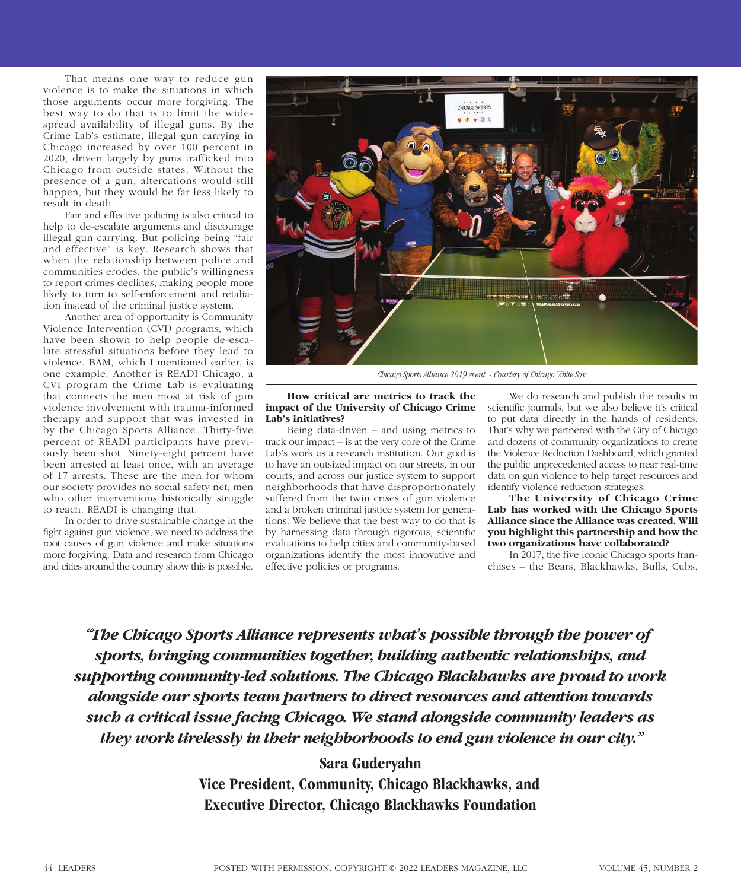That means one way to reduce gun violence is to make the situations in which those arguments occur more forgiving. The best way to do that is to limit the widespread availability of illegal guns. By the Crime Lab's estimate, illegal gun carrying in Chicago increased by over 100 percent in 2020, driven largely by guns trafficked into Chicago from outside states. Without the presence of a gun, altercations would still happen, but they would be far less likely to result in death.

Fair and effective policing is also critical to help to de-escalate arguments and discourage illegal gun carrying. But policing being "fair and effective" is key. Research shows that when the relationship between police and communities erodes, the public's willingness to report crimes declines, making people more likely to turn to self-enforcement and retaliation instead of the criminal justice system.

Another area of opportunity is Community Violence Intervention (CVI) programs, which have been shown to help people de-escalate stressful situations before they lead to violence. BAM, which I mentioned earlier, is one example. Another is READI Chicago, a CVI program the Crime Lab is evaluating that connects the men most at risk of gun violence involvement with trauma-informed therapy and support that was invested in by the Chicago Sports Alliance. Thirty-five percent of READI participants have previously been shot. Ninety-eight percent have been arrested at least once, with an average of 17 arrests. These are the men for whom our society provides no social safety net; men who other interventions historically struggle to reach. READI is changing that.

In order to drive sustainable change in the fight against gun violence, we need to address the root causes of gun violence and make situations more forgiving. Data and research from Chicago and cities around the country show this is possible.

*Chicago Sports Alliance 2019 event - Courtesy of Chicago White Sox*

**How critical are metrics to track the impact of the University of Chicago Crime Lab's initiatives?**

Being data-driven – and using metrics to track our impact – is at the very core of the Crime Lab's work as a research institution. Our goal is to have an outsized impact on our streets, in our courts, and across our justice system to support neighborhoods that have disproportionately suffered from the twin crises of gun violence and a broken criminal justice system for generations. We believe that the best way to do that is by harnessing data through rigorous, scientific evaluations to help cities and community-based organizations identify the most innovative and effective policies or programs.

We do research and publish the results in scientific journals, but we also believe it's critical to put data directly in the hands of residents. That's why we partnered with the City of Chicago and dozens of community organizations to create the Violence Reduction Dashboard, which granted the public unprecedented access to near real-time data on gun violence to help target resources and identify violence reduction strategies.

**The University of Chicago Crime Lab has worked with the Chicago Sports Alliance since the Alliance was created. Will you highlight this partnership and how the two organizations have collaborated?**

In 2017, the five iconic Chicago sports franchises – the Bears, Blackhawks, Bulls, Cubs,

> ***"The Chicago Sports Alliance represents what's possible through the power of sports, bringing communities together, building authentic relationships, and supporting community-led solutions. The Chicago Blackhawks are proud to work alongside our sports team partners to direct resources and attention towards such a critical issue facing Chicago. We stand alongside community leaders as they work tirelessly in their neighborhoods to end gun violence in our city."***
>
> **Sara Guderyahn**
> **Vice President, Community, Chicago Blackhawks, and**
> **Executive Director, Chicago Blackhawks Foundation**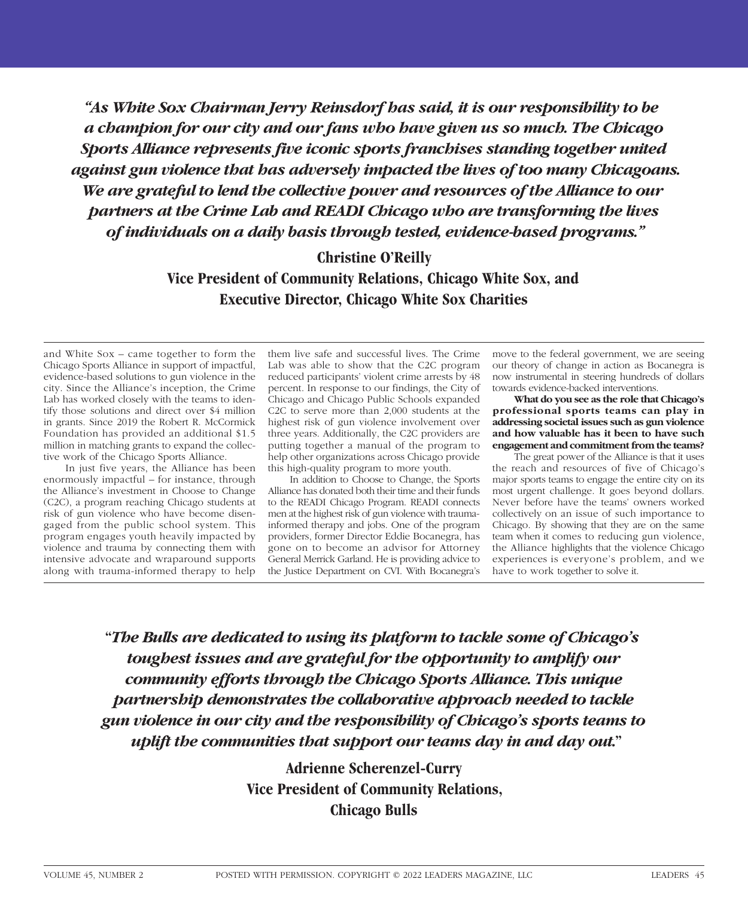***"As White Sox Chairman Jerry Reinsdorf has said, it is our responsibility to be a champion for our city and our fans who have given us so much. The Chicago Sports Alliance represents five iconic sports franchises standing together united against gun violence that has adversely impacted the lives of too many Chicagoans. We are grateful to lend the collective power and resources of the Alliance to our partners at the Crime Lab and READI Chicago who are transforming the lives of individuals on a daily basis through tested, evidence-based programs."***

**Christine O'Reilly**
**Vice President of Community Relations, Chicago White Sox, and Executive Director, Chicago White Sox Charities**

and White Sox – came together to form the Chicago Sports Alliance in support of impactful, evidence-based solutions to gun violence in the city. Since the Alliance's inception, the Crime Lab has worked closely with the teams to identify those solutions and direct over $4 million in grants. Since 2019 the Robert R. McCormick Foundation has provided an additional $1.5 million in matching grants to expand the collective work of the Chicago Sports Alliance.

In just five years, the Alliance has been enormously impactful – for instance, through the Alliance's investment in Choose to Change (C2C), a program reaching Chicago students at risk of gun violence who have become disengaged from the public school system. This program engages youth heavily impacted by violence and trauma by connecting them with intensive advocate and wraparound supports along with trauma-informed therapy to help them live safe and successful lives. The Crime Lab was able to show that the C2C program reduced participants' violent crime arrests by 48 percent. In response to our findings, the City of Chicago and Chicago Public Schools expanded C2C to serve more than 2,000 students at the highest risk of gun violence involvement over three years. Additionally, the C2C providers are putting together a manual of the program to help other organizations across Chicago provide this high-quality program to more youth.

In addition to Choose to Change, the Sports Alliance has donated both their time and their funds to the READI Chicago Program. READI connects men at the highest risk of gun violence with trauma-informed therapy and jobs. One of the program providers, former Director Eddie Bocanegra, has gone on to become an advisor for Attorney General Merrick Garland. He is providing advice to the Justice Department on CVI. With Bocanegra's move to the federal government, we are seeing our theory of change in action as Bocanegra is now instrumental in steering hundreds of dollars towards evidence-backed interventions.

**What do you see as the role that Chicago's professional sports teams can play in addressing societal issues such as gun violence and how valuable has it been to have such engagement and commitment from the teams?**

The great power of the Alliance is that it uses the reach and resources of five of Chicago's major sports teams to engage the entire city on its most urgent challenge. It goes beyond dollars. Never before have the teams' owners worked collectively on an issue of such importance to Chicago. By showing that they are on the same team when it comes to reducing gun violence, the Alliance highlights that the violence Chicago experiences is everyone's problem, and we have to work together to solve it.

***"The Bulls are dedicated to using its platform to tackle some of Chicago's toughest issues and are grateful for the opportunity to amplify our community efforts through the Chicago Sports Alliance. This unique partnership demonstrates the collaborative approach needed to tackle gun violence in our city and the responsibility of Chicago's sports teams to uplift the communities that support our teams day in and day out."***

**Adrienne Scherenzel-Curry**
**Vice President of Community Relations, Chicago Bulls**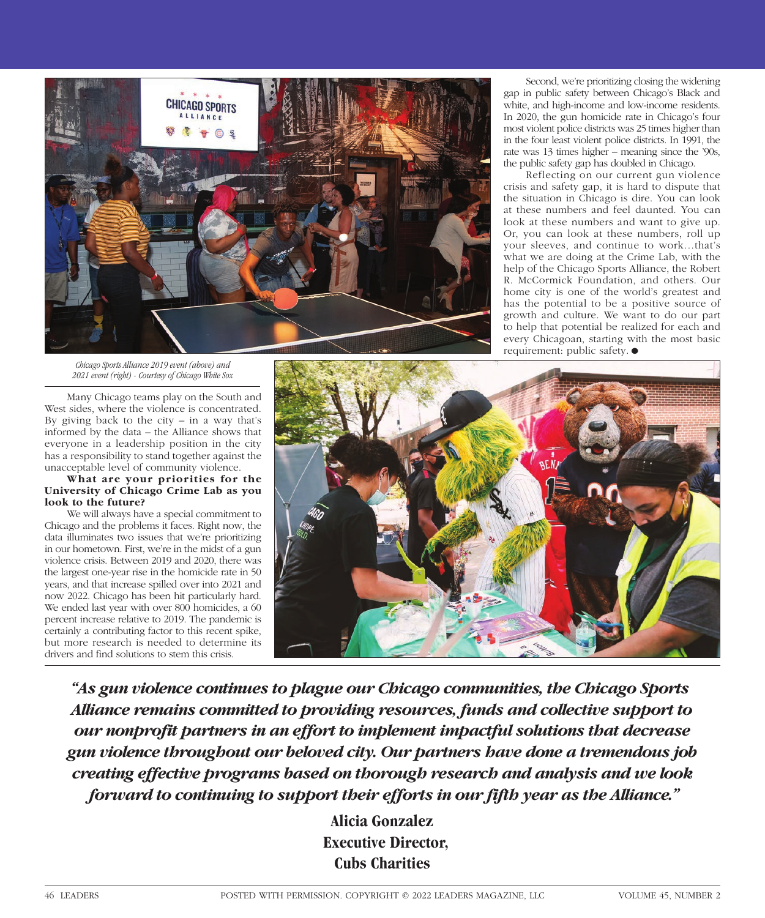*Chicago Sports Alliance 2019 event (above) and 2021 event (right) - Courtesy of Chicago White Sox*

Many Chicago teams play on the South and West sides, where the violence is concentrated. By giving back to the city – in a way that's informed by the data – the Alliance shows that everyone in a leadership position in the city has a responsibility to stand together against the unacceptable level of community violence.

**What are your priorities for the University of Chicago Crime Lab as you look to the future?**

We will always have a special commitment to Chicago and the problems it faces. Right now, the data illuminates two issues that we're prioritizing in our hometown. First, we're in the midst of a gun violence crisis. Between 2019 and 2020, there was the largest one-year rise in the homicide rate in 50 years, and that increase spilled over into 2021 and now 2022. Chicago has been hit particularly hard. We ended last year with over 800 homicides, a 60 percent increase relative to 2019. The pandemic is certainly a contributing factor to this recent spike, but more research is needed to determine its drivers and find solutions to stem this crisis.

Second, we're prioritizing closing the widening gap in public safety between Chicago's Black and white, and high-income and low-income residents. In 2020, the gun homicide rate in Chicago's four most violent police districts was 25 times higher than in the four least violent police districts. In 1991, the rate was 13 times higher – meaning since the '90s, the public safety gap has doubled in Chicago.

Reflecting on our current gun violence crisis and safety gap, it is hard to dispute that the situation in Chicago is dire. You can look at these numbers and feel daunted. You can look at these numbers and want to give up. Or, you can look at these numbers, roll up your sleeves, and continue to work…that's what we are doing at the Crime Lab, with the help of the Chicago Sports Alliance, the Robert R. McCormick Foundation, and others. Our home city is one of the world's greatest and has the potential to be a positive source of growth and culture. We want to do our part to help that potential be realized for each and every Chicagoan, starting with the most basic requirement: public safety. ●

***"As gun violence continues to plague our Chicago communities, the Chicago Sports Alliance remains committed to providing resources, funds and collective support to our nonprofit partners in an effort to implement impactful solutions that decrease gun violence throughout our beloved city. Our partners have done a tremendous job creating effective programs based on thorough research and analysis and we look forward to continuing to support their efforts in our fifth year as the Alliance."***

**Alicia Gonzalez**
**Executive Director,**
**Cubs Charities**